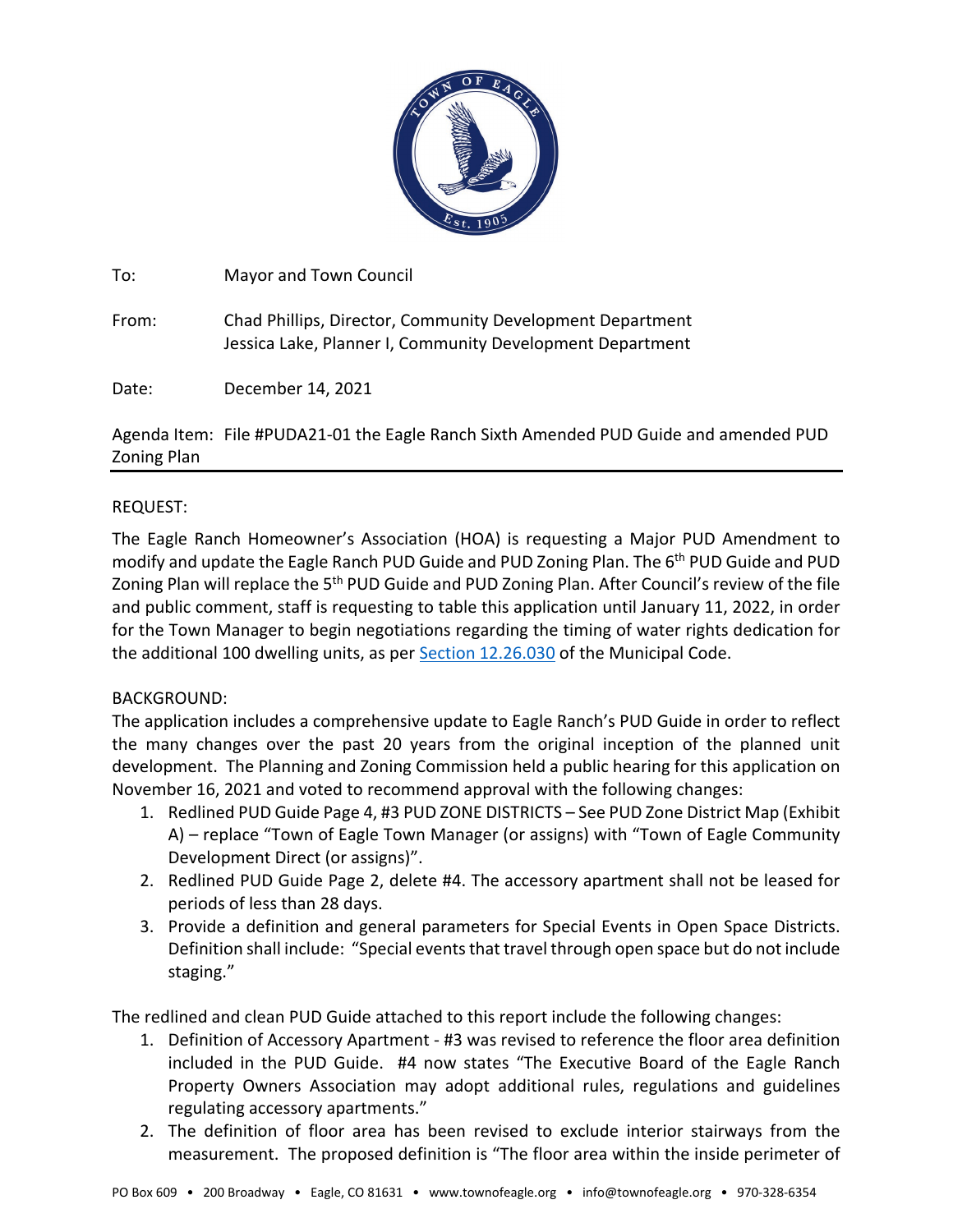To: Mayor and Town Council

From: Chad Phillips, Director, Community Development Department
Jessica Lake, Planner I, Community Development Department

Date: December 14, 2021

Agenda Item: File #PUDA21-01 the Eagle Ranch Sixth Amended PUD Guide and amended PUD Zoning Plan

REQUEST:

The Eagle Ranch Homeowner's Association (HOA) is requesting a Major PUD Amendment to modify and update the Eagle Ranch PUD Guide and PUD Zoning Plan. The 6th PUD Guide and PUD Zoning Plan will replace the 5th PUD Guide and PUD Zoning Plan. After Council's review of the file and public comment, staff is requesting to table this application until January 11, 2022, in order for the Town Manager to begin negotiations regarding the timing of water rights dedication for the additional 100 dwelling units, as per Section 12.26.030 of the Municipal Code.

BACKGROUND:

The application includes a comprehensive update to Eagle Ranch's PUD Guide in order to reflect the many changes over the past 20 years from the original inception of the planned unit development. The Planning and Zoning Commission held a public hearing for this application on November 16, 2021 and voted to recommend approval with the following changes:

1. Redlined PUD Guide Page 4, #3 PUD ZONE DISTRICTS – See PUD Zone District Map (Exhibit A) – replace "Town of Eagle Town Manager (or assigns) with "Town of Eagle Community Development Direct (or assigns)".
2. Redlined PUD Guide Page 2, delete #4. The accessory apartment shall not be leased for periods of less than 28 days.
3. Provide a definition and general parameters for Special Events in Open Space Districts. Definition shall include: "Special events that travel through open space but do not include staging."

The redlined and clean PUD Guide attached to this report include the following changes:

1. Definition of Accessory Apartment - #3 was revised to reference the floor area definition included in the PUD Guide. #4 now states "The Executive Board of the Eagle Ranch Property Owners Association may adopt additional rules, regulations and guidelines regulating accessory apartments."
2. The definition of floor area has been revised to exclude interior stairways from the measurement. The proposed definition is "The floor area within the inside perimeter of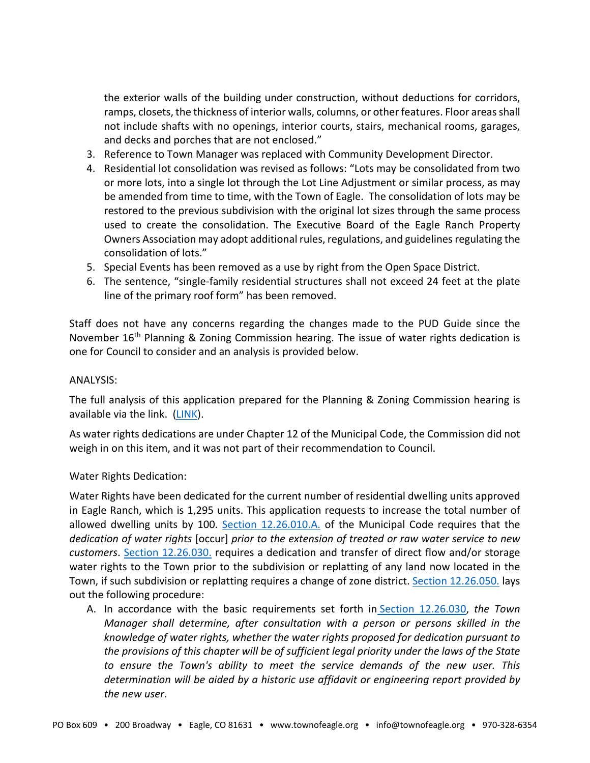the exterior walls of the building under construction, without deductions for corridors, ramps, closets, the thickness of interior walls, columns, or other features. Floor areas shall not include shafts with no openings, interior courts, stairs, mechanical rooms, garages, and decks and porches that are not enclosed."

3. Reference to Town Manager was replaced with Community Development Director.
4. Residential lot consolidation was revised as follows: "Lots may be consolidated from two or more lots, into a single lot through the Lot Line Adjustment or similar process, as may be amended from time to time, with the Town of Eagle. The consolidation of lots may be restored to the previous subdivision with the original lot sizes through the same process used to create the consolidation. The Executive Board of the Eagle Ranch Property Owners Association may adopt additional rules, regulations, and guidelines regulating the consolidation of lots."
5. Special Events has been removed as a use by right from the Open Space District.
6. The sentence, "single-family residential structures shall not exceed 24 feet at the plate line of the primary roof form" has been removed.

Staff does not have any concerns regarding the changes made to the PUD Guide since the November 16th Planning & Zoning Commission hearing. The issue of water rights dedication is one for Council to consider and an analysis is provided below.

ANALYSIS:

The full analysis of this application prepared for the Planning & Zoning Commission hearing is available via the link. (LINK).

As water rights dedications are under Chapter 12 of the Municipal Code, the Commission did not weigh in on this item, and it was not part of their recommendation to Council.

Water Rights Dedication:

Water Rights have been dedicated for the current number of residential dwelling units approved in Eagle Ranch, which is 1,295 units. This application requests to increase the total number of allowed dwelling units by 100. Section 12.26.010.A. of the Municipal Code requires that the *dedication of water rights* [occur] *prior to the extension of treated or raw water service to new customers*. Section 12.26.030. requires a dedication and transfer of direct flow and/or storage water rights to the Town prior to the subdivision or replatting of any land now located in the Town, if such subdivision or replatting requires a change of zone district. Section 12.26.050. lays out the following procedure:

A. In accordance with the basic requirements set forth in Section 12.26.030, *the Town Manager shall determine, after consultation with a person or persons skilled in the knowledge of water rights, whether the water rights proposed for dedication pursuant to the provisions of this chapter will be of sufficient legal priority under the laws of the State to ensure the Town's ability to meet the service demands of the new user. This determination will be aided by a historic use affidavit or engineering report provided by the new user.*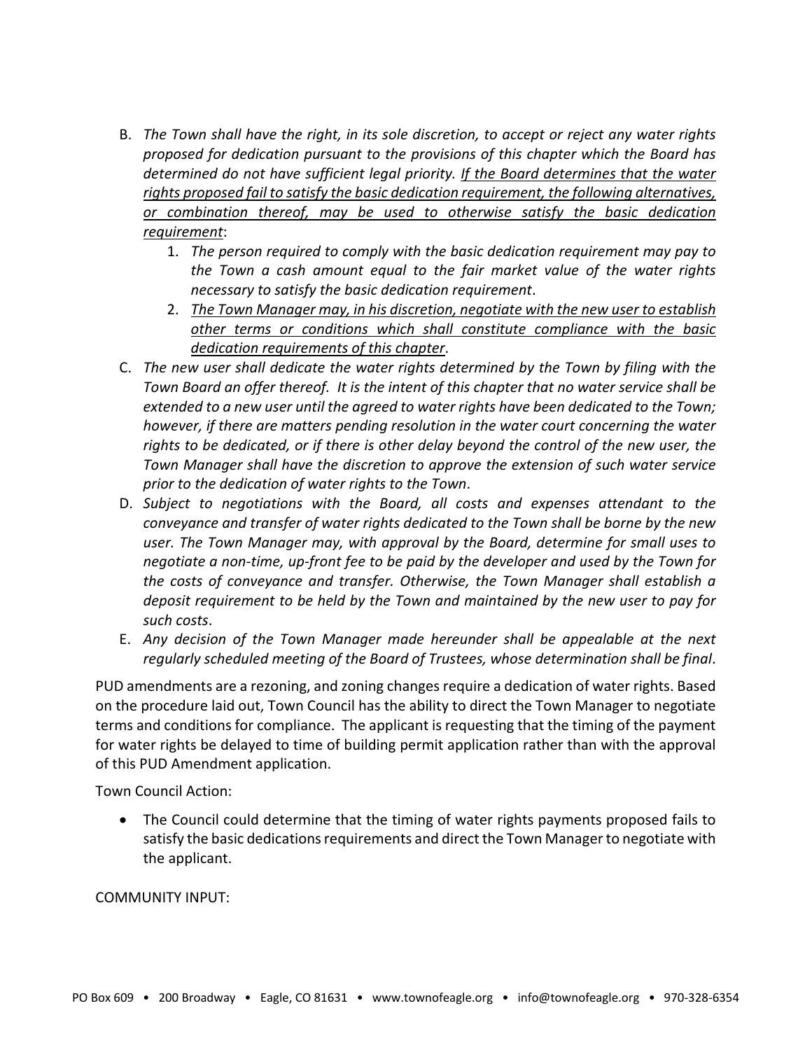B. *The Town shall have the right, in its sole discretion, to accept or reject any water rights proposed for dedication pursuant to the provisions of this chapter which the Board has determined do not have sufficient legal priority. <u>If the Board determines that the water rights proposed fail to satisfy the basic dedication requirement, the following alternatives, or combination thereof, may be used to otherwise satisfy the basic dedication requirement</u>*:
   1. *The person required to comply with the basic dedication requirement may pay to the Town a cash amount equal to the fair market value of the water rights necessary to satisfy the basic dedication requirement*.
   2. *<u>The Town Manager may, in his discretion, negotiate with the new user to establish other terms or conditions which shall constitute compliance with the basic dedication requirements of this chapter</u>*.

C. *The new user shall dedicate the water rights determined by the Town by filing with the Town Board an offer thereof. It is the intent of this chapter that no water service shall be extended to a new user until the agreed to water rights have been dedicated to the Town; however, if there are matters pending resolution in the water court concerning the water rights to be dedicated, or if there is other delay beyond the control of the new user, the Town Manager shall have the discretion to approve the extension of such water service prior to the dedication of water rights to the Town*.

D. *Subject to negotiations with the Board, all costs and expenses attendant to the conveyance and transfer of water rights dedicated to the Town shall be borne by the new user. The Town Manager may, with approval by the Board, determine for small uses to negotiate a non-time, up-front fee to be paid by the developer and used by the Town for the costs of conveyance and transfer. Otherwise, the Town Manager shall establish a deposit requirement to be held by the Town and maintained by the new user to pay for such costs*.

E. *Any decision of the Town Manager made hereunder shall be appealable at the next regularly scheduled meeting of the Board of Trustees, whose determination shall be final*.

PUD amendments are a rezoning, and zoning changes require a dedication of water rights. Based on the procedure laid out, Town Council has the ability to direct the Town Manager to negotiate terms and conditions for compliance. The applicant is requesting that the timing of the payment for water rights be delayed to time of building permit application rather than with the approval of this PUD Amendment application.

Town Council Action:

- The Council could determine that the timing of water rights payments proposed fails to satisfy the basic dedications requirements and direct the Town Manager to negotiate with the applicant.

COMMUNITY INPUT: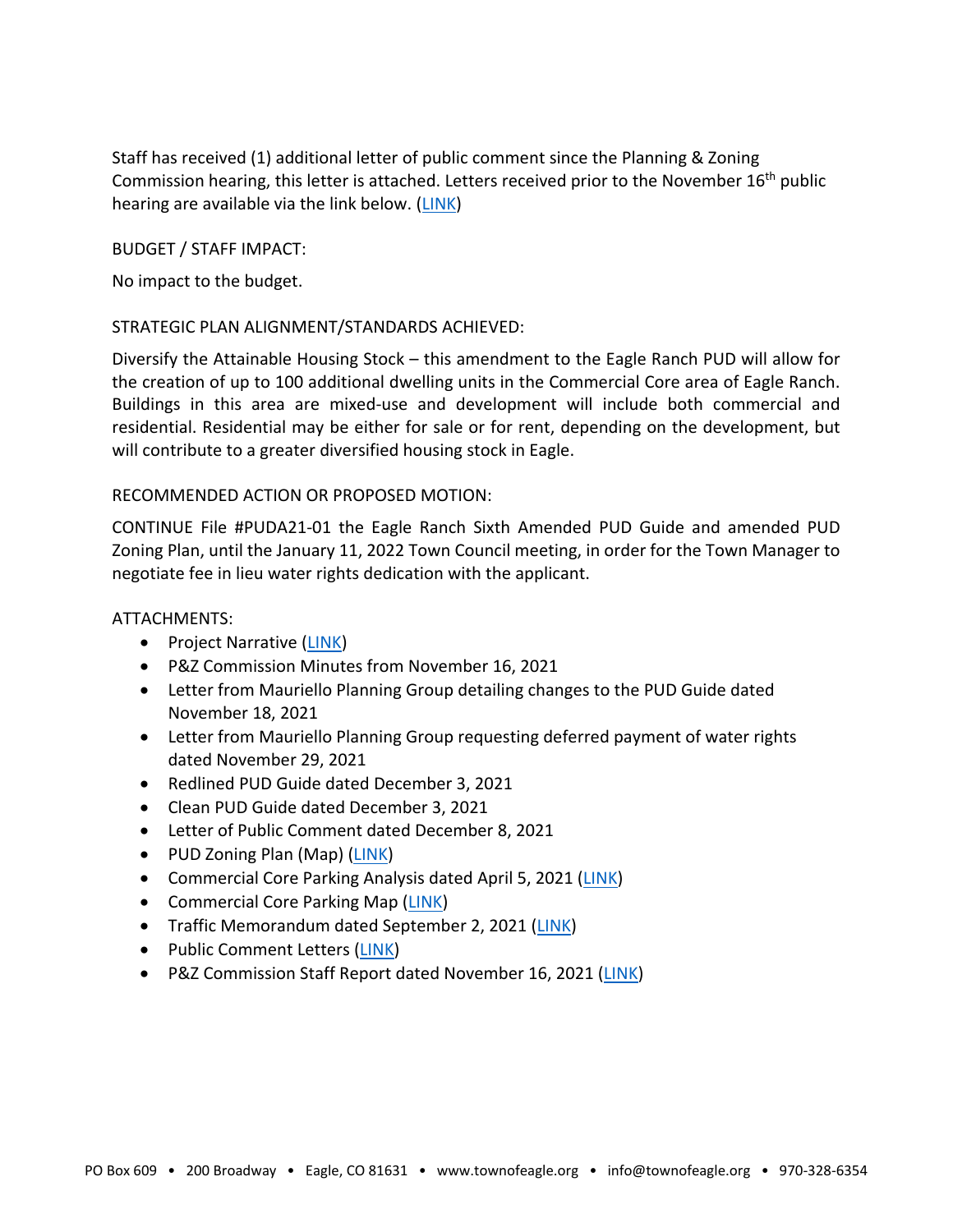Staff has received (1) additional letter of public comment since the Planning & Zoning Commission hearing, this letter is attached. Letters received prior to the November 16th public hearing are available via the link below. (LINK)

BUDGET / STAFF IMPACT:

No impact to the budget.

STRATEGIC PLAN ALIGNMENT/STANDARDS ACHIEVED:

Diversify the Attainable Housing Stock – this amendment to the Eagle Ranch PUD will allow for the creation of up to 100 additional dwelling units in the Commercial Core area of Eagle Ranch. Buildings in this area are mixed-use and development will include both commercial and residential. Residential may be either for sale or for rent, depending on the development, but will contribute to a greater diversified housing stock in Eagle.

RECOMMENDED ACTION OR PROPOSED MOTION:

CONTINUE File #PUDA21-01 the Eagle Ranch Sixth Amended PUD Guide and amended PUD Zoning Plan, until the January 11, 2022 Town Council meeting, in order for the Town Manager to negotiate fee in lieu water rights dedication with the applicant.

ATTACHMENTS:

- Project Narrative (LINK)
- P&Z Commission Minutes from November 16, 2021
- Letter from Mauriello Planning Group detailing changes to the PUD Guide dated November 18, 2021
- Letter from Mauriello Planning Group requesting deferred payment of water rights dated November 29, 2021
- Redlined PUD Guide dated December 3, 2021
- Clean PUD Guide dated December 3, 2021
- Letter of Public Comment dated December 8, 2021
- PUD Zoning Plan (Map) (LINK)
- Commercial Core Parking Analysis dated April 5, 2021 (LINK)
- Commercial Core Parking Map (LINK)
- Traffic Memorandum dated September 2, 2021 (LINK)
- Public Comment Letters (LINK)
- P&Z Commission Staff Report dated November 16, 2021 (LINK)

PO Box 609 • 200 Broadway • Eagle, CO 81631 • www.townofeagle.org • info@townofeagle.org • 970-328-6354